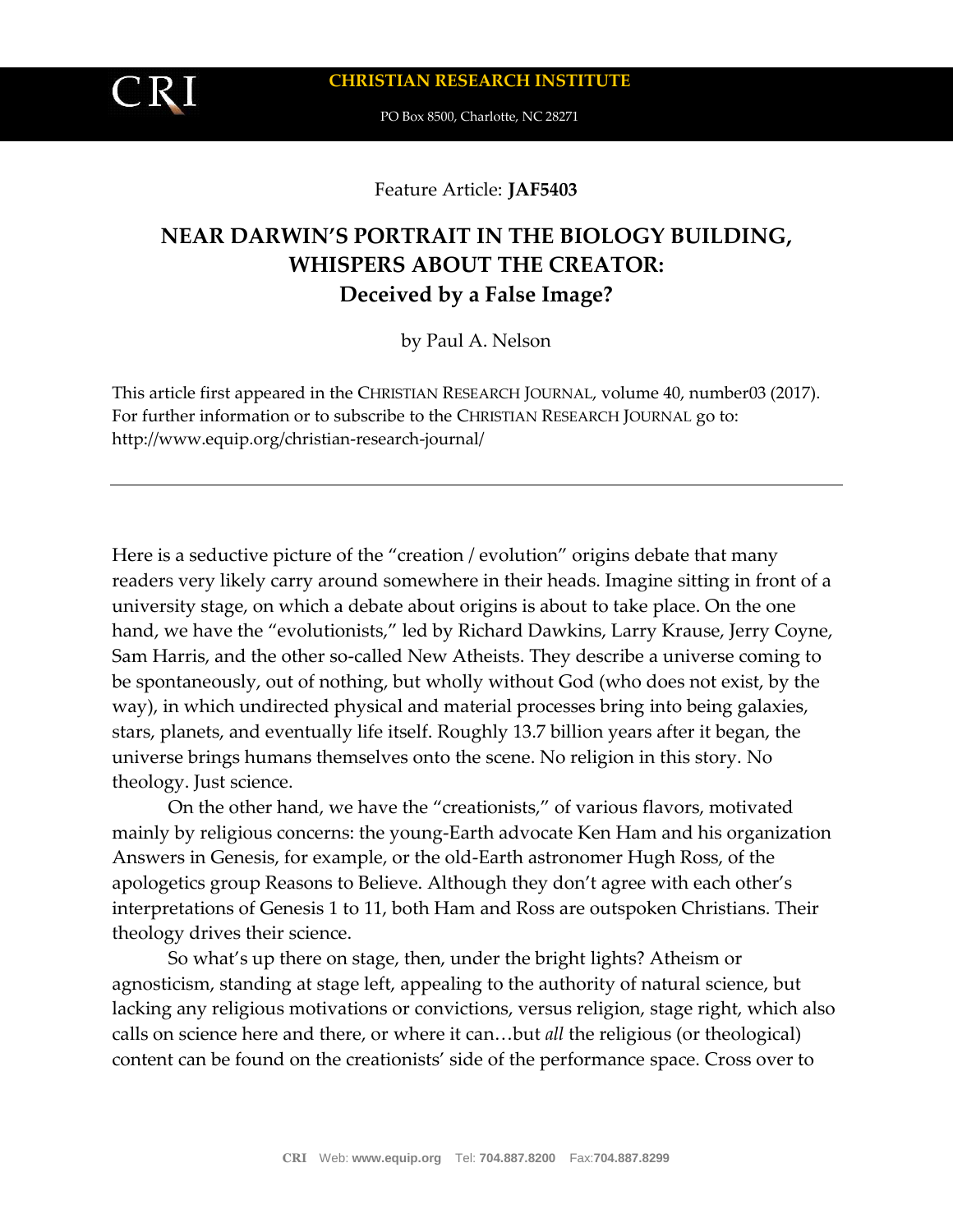Feature Article: **JAF5403**

# NEAR DARWIN'S PORTRAIT IN THE BIOLOGY BUILDING, WHISPERS ABOUT THE CREATOR: Deceived by a False Image?

by Paul A. Nelson

This article first appeared in the CHRISTIAN RESEARCH JOURNAL, volume 40, number03 (2017). For further information or to subscribe to the CHRISTIAN RESEARCH JOURNAL go to: http://www.equip.org/christian-research-journal/

---

Here is a seductive picture of the "creation / evolution" origins debate that many readers very likely carry around somewhere in their heads. Imagine sitting in front of a university stage, on which a debate about origins is about to take place. On the one hand, we have the "evolutionists," led by Richard Dawkins, Larry Krause, Jerry Coyne, Sam Harris, and the other so-called New Atheists. They describe a universe coming to be spontaneously, out of nothing, but wholly without God (who does not exist, by the way), in which undirected physical and material processes bring into being galaxies, stars, planets, and eventually life itself. Roughly 13.7 billion years after it began, the universe brings humans themselves onto the scene. No religion in this story. No theology. Just science.

On the other hand, we have the "creationists," of various flavors, motivated mainly by religious concerns: the young-Earth advocate Ken Ham and his organization Answers in Genesis, for example, or the old-Earth astronomer Hugh Ross, of the apologetics group Reasons to Believe. Although they don't agree with each other's interpretations of Genesis 1 to 11, both Ham and Ross are outspoken Christians. Their theology drives their science.

So what's up there on stage, then, under the bright lights? Atheism or agnosticism, standing at stage left, appealing to the authority of natural science, but lacking any religious motivations or convictions, versus religion, stage right, which also calls on science here and there, or where it can…but *all* the religious (or theological) content can be found on the creationists' side of the performance space. Cross over to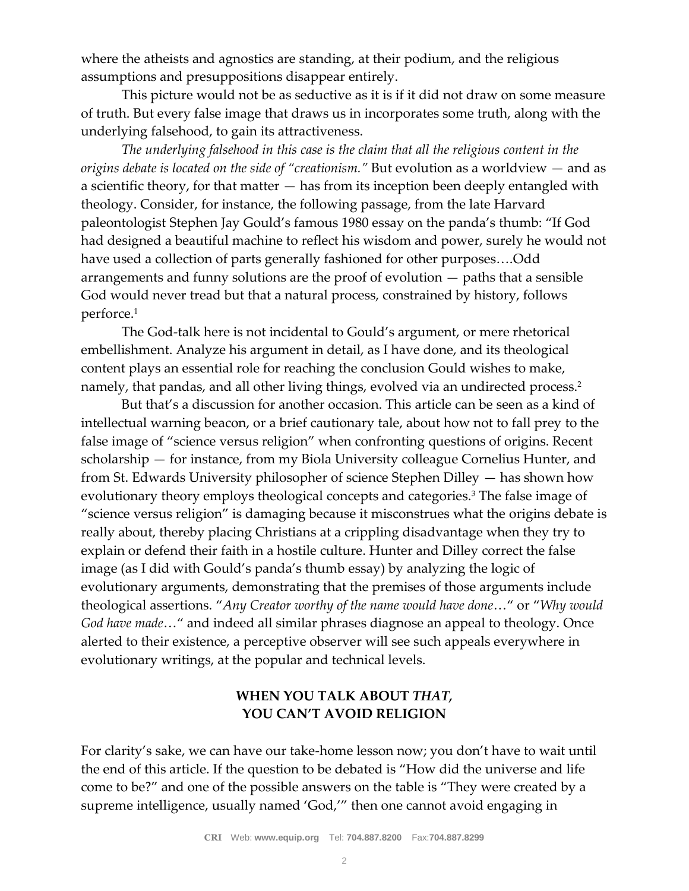where the atheists and agnostics are standing, at their podium, and the religious assumptions and presuppositions disappear entirely.

This picture would not be as seductive as it is if it did not draw on some measure of truth. But every false image that draws us in incorporates some truth, along with the underlying falsehood, to gain its attractiveness.

*The underlying falsehood in this case is the claim that all the religious content in the origins debate is located on the side of "creationism."* But evolution as a worldview — and as a scientific theory, for that matter — has from its inception been deeply entangled with theology. Consider, for instance, the following passage, from the late Harvard paleontologist Stephen Jay Gould's famous 1980 essay on the panda's thumb: "If God had designed a beautiful machine to reflect his wisdom and power, surely he would not have used a collection of parts generally fashioned for other purposes….Odd arrangements and funny solutions are the proof of evolution — paths that a sensible God would never tread but that a natural process, constrained by history, follows perforce.[1]

The God-talk here is not incidental to Gould's argument, or mere rhetorical embellishment. Analyze his argument in detail, as I have done, and its theological content plays an essential role for reaching the conclusion Gould wishes to make, namely, that pandas, and all other living things, evolved via an undirected process.[2]

But that's a discussion for another occasion. This article can be seen as a kind of intellectual warning beacon, or a brief cautionary tale, about how not to fall prey to the false image of "science versus religion" when confronting questions of origins. Recent scholarship — for instance, from my Biola University colleague Cornelius Hunter, and from St. Edwards University philosopher of science Stephen Dilley — has shown how evolutionary theory employs theological concepts and categories.[3] The false image of "science versus religion" is damaging because it misconstrues what the origins debate is really about, thereby placing Christians at a crippling disadvantage when they try to explain or defend their faith in a hostile culture. Hunter and Dilley correct the false image (as I did with Gould's panda's thumb essay) by analyzing the logic of evolutionary arguments, demonstrating that the premises of those arguments include theological assertions. "*Any Creator worthy of the name would have done*…" or "*Why would God have made*…" and indeed all similar phrases diagnose an appeal to theology. Once alerted to their existence, a perceptive observer will see such appeals everywhere in evolutionary writings, at the popular and technical levels.

## WHEN YOU TALK ABOUT *THAT*, YOU CAN'T AVOID RELIGION

For clarity's sake, we can have our take-home lesson now; you don't have to wait until the end of this article. If the question to be debated is "How did the universe and life come to be?" and one of the possible answers on the table is "They were created by a supreme intelligence, usually named 'God,'" then one cannot avoid engaging in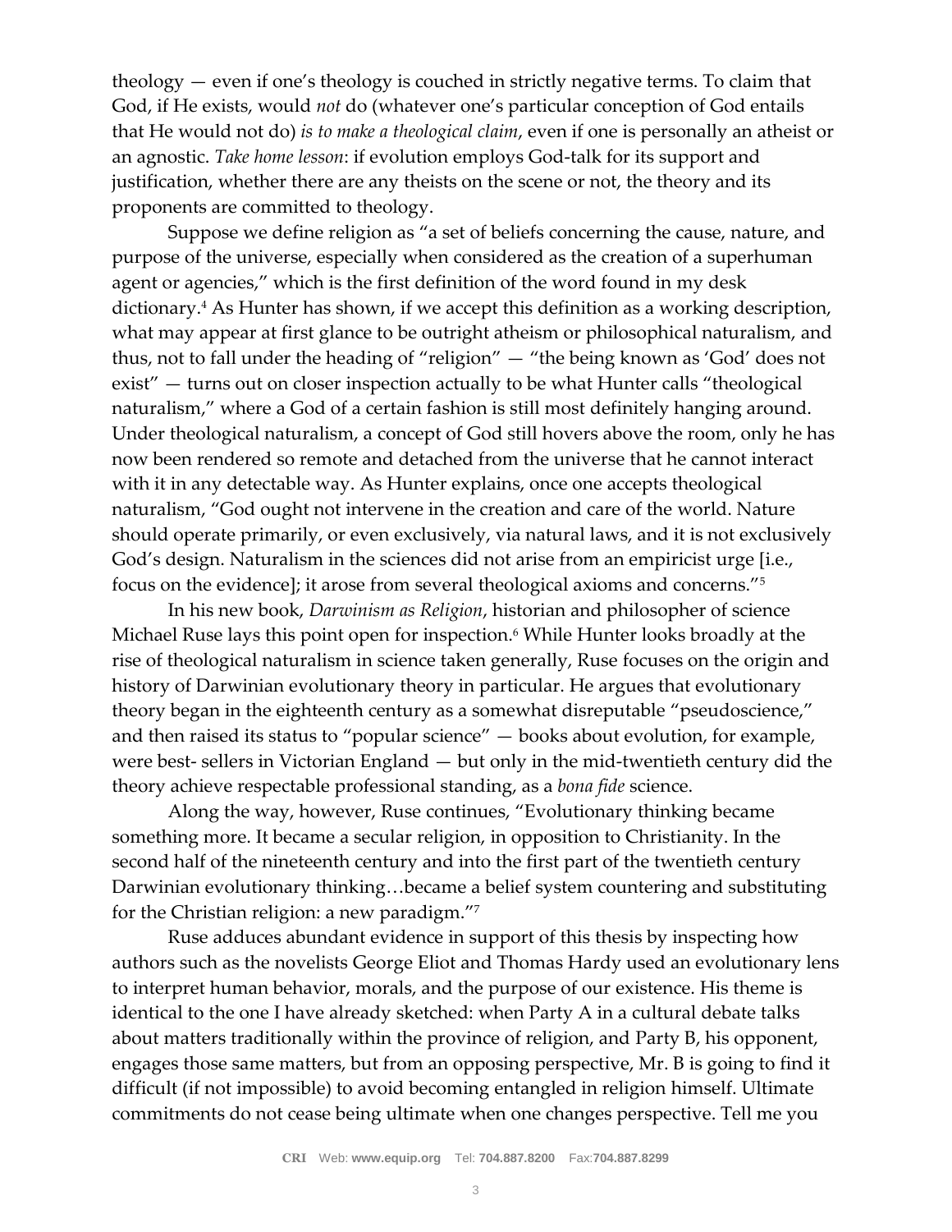theology — even if one's theology is couched in strictly negative terms. To claim that God, if He exists, would *not* do (whatever one's particular conception of God entails that He would not do) *is to make a theological claim*, even if one is personally an atheist or an agnostic. *Take home lesson*: if evolution employs God-talk for its support and justification, whether there are any theists on the scene or not, the theory and its proponents are committed to theology.

Suppose we define religion as "a set of beliefs concerning the cause, nature, and purpose of the universe, especially when considered as the creation of a superhuman agent or agencies," which is the first definition of the word found in my desk dictionary.[4] As Hunter has shown, if we accept this definition as a working description, what may appear at first glance to be outright atheism or philosophical naturalism, and thus, not to fall under the heading of "religion" — "the being known as 'God' does not exist" — turns out on closer inspection actually to be what Hunter calls "theological naturalism," where a God of a certain fashion is still most definitely hanging around. Under theological naturalism, a concept of God still hovers above the room, only he has now been rendered so remote and detached from the universe that he cannot interact with it in any detectable way. As Hunter explains, once one accepts theological naturalism, "God ought not intervene in the creation and care of the world. Nature should operate primarily, or even exclusively, via natural laws, and it is not exclusively God's design. Naturalism in the sciences did not arise from an empiricist urge [i.e., focus on the evidence]; it arose from several theological axioms and concerns."[5]

In his new book, *Darwinism as Religion*, historian and philosopher of science Michael Ruse lays this point open for inspection.[6] While Hunter looks broadly at the rise of theological naturalism in science taken generally, Ruse focuses on the origin and history of Darwinian evolutionary theory in particular. He argues that evolutionary theory began in the eighteenth century as a somewhat disreputable "pseudoscience," and then raised its status to "popular science" — books about evolution, for example, were best- sellers in Victorian England — but only in the mid-twentieth century did the theory achieve respectable professional standing, as a *bona fide* science.

Along the way, however, Ruse continues, "Evolutionary thinking became something more. It became a secular religion, in opposition to Christianity. In the second half of the nineteenth century and into the first part of the twentieth century Darwinian evolutionary thinking…became a belief system countering and substituting for the Christian religion: a new paradigm."[7]

Ruse adduces abundant evidence in support of this thesis by inspecting how authors such as the novelists George Eliot and Thomas Hardy used an evolutionary lens to interpret human behavior, morals, and the purpose of our existence. His theme is identical to the one I have already sketched: when Party A in a cultural debate talks about matters traditionally within the province of religion, and Party B, his opponent, engages those same matters, but from an opposing perspective, Mr. B is going to find it difficult (if not impossible) to avoid becoming entangled in religion himself. Ultimate commitments do not cease being ultimate when one changes perspective. Tell me you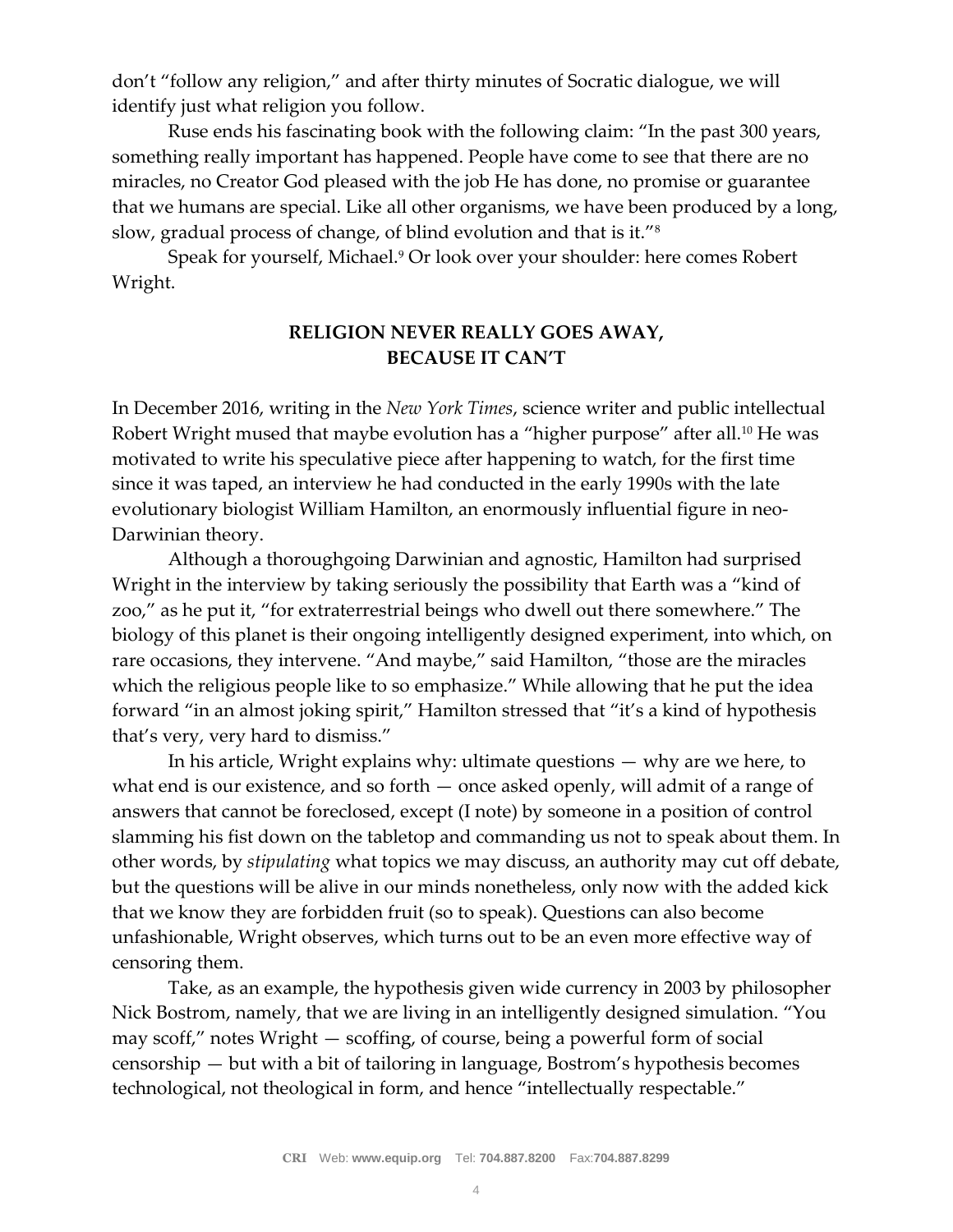don't "follow any religion," and after thirty minutes of Socratic dialogue, we will identify just what religion you follow.

Ruse ends his fascinating book with the following claim: "In the past 300 years, something really important has happened. People have come to see that there are no miracles, no Creator God pleased with the job He has done, no promise or guarantee that we humans are special. Like all other organisms, we have been produced by a long, slow, gradual process of change, of blind evolution and that is it."[8]

Speak for yourself, Michael.[9] Or look over your shoulder: here comes Robert Wright.

## RELIGION NEVER REALLY GOES AWAY, BECAUSE IT CAN'T

In December 2016, writing in the *New York Times*, science writer and public intellectual Robert Wright mused that maybe evolution has a "higher purpose" after all.[10] He was motivated to write his speculative piece after happening to watch, for the first time since it was taped, an interview he had conducted in the early 1990s with the late evolutionary biologist William Hamilton, an enormously influential figure in neo-Darwinian theory.

Although a thoroughgoing Darwinian and agnostic, Hamilton had surprised Wright in the interview by taking seriously the possibility that Earth was a "kind of zoo," as he put it, "for extraterrestrial beings who dwell out there somewhere." The biology of this planet is their ongoing intelligently designed experiment, into which, on rare occasions, they intervene. "And maybe," said Hamilton, "those are the miracles which the religious people like to so emphasize." While allowing that he put the idea forward "in an almost joking spirit," Hamilton stressed that "it's a kind of hypothesis that's very, very hard to dismiss."

In his article, Wright explains why: ultimate questions — why are we here, to what end is our existence, and so forth — once asked openly, will admit of a range of answers that cannot be foreclosed, except (I note) by someone in a position of control slamming his fist down on the tabletop and commanding us not to speak about them. In other words, by *stipulating* what topics we may discuss, an authority may cut off debate, but the questions will be alive in our minds nonetheless, only now with the added kick that we know they are forbidden fruit (so to speak). Questions can also become unfashionable, Wright observes, which turns out to be an even more effective way of censoring them.

Take, as an example, the hypothesis given wide currency in 2003 by philosopher Nick Bostrom, namely, that we are living in an intelligently designed simulation. "You may scoff," notes Wright — scoffing, of course, being a powerful form of social censorship — but with a bit of tailoring in language, Bostrom's hypothesis becomes technological, not theological in form, and hence "intellectually respectable."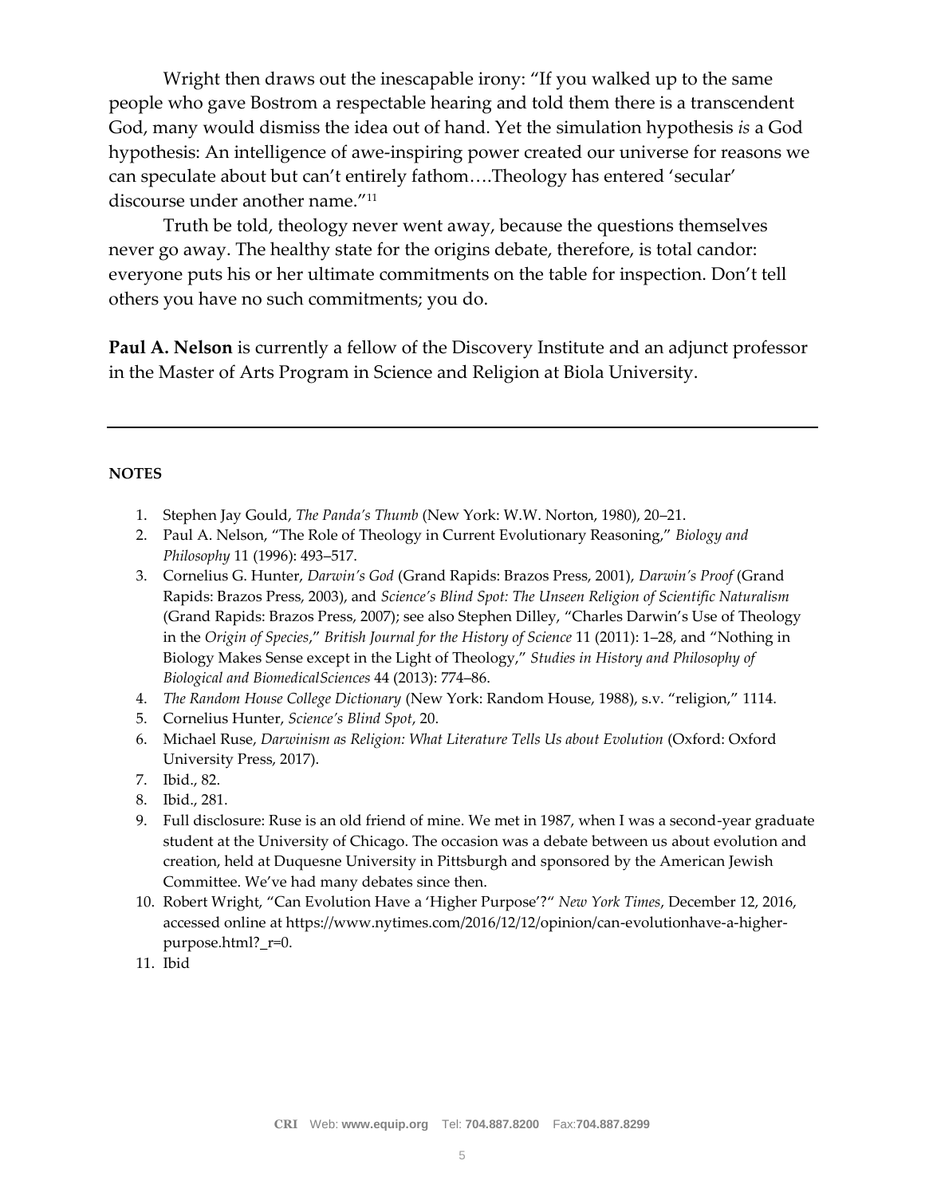Wright then draws out the inescapable irony: "If you walked up to the same people who gave Bostrom a respectable hearing and told them there is a transcendent God, many would dismiss the idea out of hand. Yet the simulation hypothesis *is* a God hypothesis: An intelligence of awe-inspiring power created our universe for reasons we can speculate about but can't entirely fathom….Theology has entered 'secular' discourse under another name."[11]

Truth be told, theology never went away, because the questions themselves never go away. The healthy state for the origins debate, therefore, is total candor: everyone puts his or her ultimate commitments on the table for inspection. Don't tell others you have no such commitments; you do.

**Paul A. Nelson** is currently a fellow of the Discovery Institute and an adjunct professor in the Master of Arts Program in Science and Religion at Biola University.

---

**NOTES**

1. Stephen Jay Gould, *The Panda's Thumb* (New York: W.W. Norton, 1980), 20–21.
2. Paul A. Nelson, "The Role of Theology in Current Evolutionary Reasoning," *Biology and Philosophy* 11 (1996): 493–517.
3. Cornelius G. Hunter, *Darwin's God* (Grand Rapids: Brazos Press, 2001), *Darwin's Proof* (Grand Rapids: Brazos Press, 2003), and *Science's Blind Spot: The Unseen Religion of Scientific Naturalism* (Grand Rapids: Brazos Press, 2007); see also Stephen Dilley, "Charles Darwin's Use of Theology in the *Origin of Species*," *British Journal for the History of Science* 11 (2011): 1–28, and "Nothing in Biology Makes Sense except in the Light of Theology," *Studies in History and Philosophy of Biological and BiomedicalSciences* 44 (2013): 774–86.
4. *The Random House College Dictionary* (New York: Random House, 1988), s.v. "religion," 1114.
5. Cornelius Hunter, *Science's Blind Spot*, 20.
6. Michael Ruse, *Darwinism as Religion: What Literature Tells Us about Evolution* (Oxford: Oxford University Press, 2017).
7. Ibid., 82.
8. Ibid., 281.
9. Full disclosure: Ruse is an old friend of mine. We met in 1987, when I was a second-year graduate student at the University of Chicago. The occasion was a debate between us about evolution and creation, held at Duquesne University in Pittsburgh and sponsored by the American Jewish Committee. We've had many debates since then.
10. Robert Wright, "Can Evolution Have a 'Higher Purpose'?" *New York Times*, December 12, 2016, accessed online at https://www.nytimes.com/2016/12/12/opinion/can-evolutionhave-a-higher-purpose.html?_r=0.
11. Ibid

**CRI** Web: **www.equip.org** Tel: **704.887.8200** Fax:**704.887.8299**